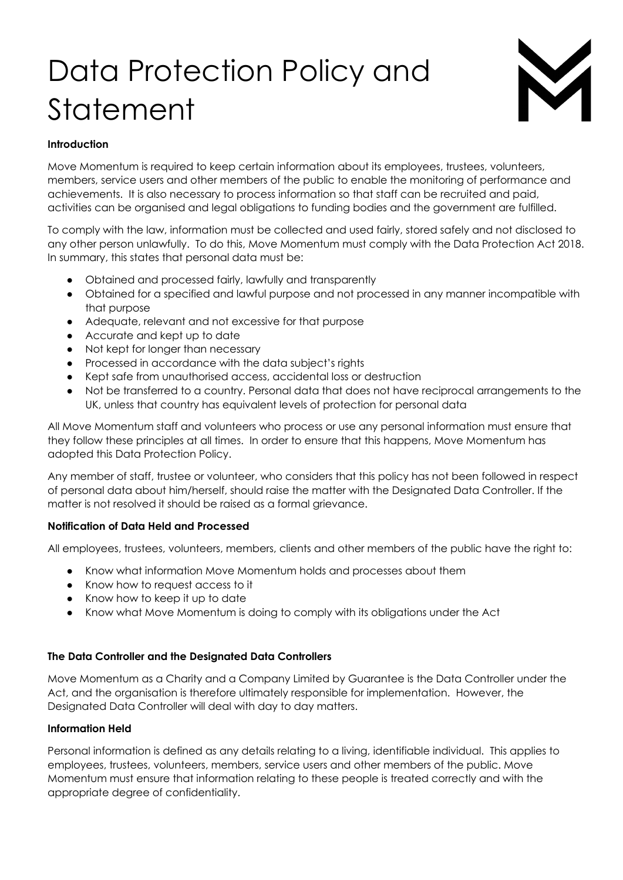# Data Protection Policy and Statement

**Introduction**

Move Momentum is required to keep certain information about its employees, trustees, volunteers, members, service users and other members of the public to enable the monitoring of performance and achievements. It is also necessary to process information so that staff can be recruited and paid, activities can be organised and legal obligations to funding bodies and the government are fulfilled.

To comply with the law, information must be collected and used fairly, stored safely and not disclosed to any other person unlawfully. To do this, Move Momentum must comply with the Data Protection Act 2018. In summary, this states that personal data must be:

- Obtained and processed fairly, lawfully and transparently
- Obtained for a specified and lawful purpose and not processed in any manner incompatible with that purpose
- Adequate, relevant and not excessive for that purpose
- Accurate and kept up to date
- Not kept for longer than necessary
- Processed in accordance with the data subject's rights
- Kept safe from unauthorised access, accidental loss or destruction
- Not be transferred to a country. Personal data that does not have reciprocal arrangements to the UK, unless that country has equivalent levels of protection for personal data

All Move Momentum staff and volunteers who process or use any personal information must ensure that they follow these principles at all times. In order to ensure that this happens, Move Momentum has adopted this Data Protection Policy.

Any member of staff, trustee or volunteer, who considers that this policy has not been followed in respect of personal data about him/herself, should raise the matter with the Designated Data Controller. If the matter is not resolved it should be raised as a formal grievance.

**Notification of Data Held and Processed**

All employees, trustees, volunteers, members, clients and other members of the public have the right to:

- Know what information Move Momentum holds and processes about them
- Know how to request access to it
- Know how to keep it up to date
- Know what Move Momentum is doing to comply with its obligations under the Act

**The Data Controller and the Designated Data Controllers**

Move Momentum as a Charity and a Company Limited by Guarantee is the Data Controller under the Act, and the organisation is therefore ultimately responsible for implementation. However, the Designated Data Controller will deal with day to day matters.

**Information Held**

Personal information is defined as any details relating to a living, identifiable individual. This applies to employees, trustees, volunteers, members, service users and other members of the public. Move Momentum must ensure that information relating to these people is treated correctly and with the appropriate degree of confidentiality.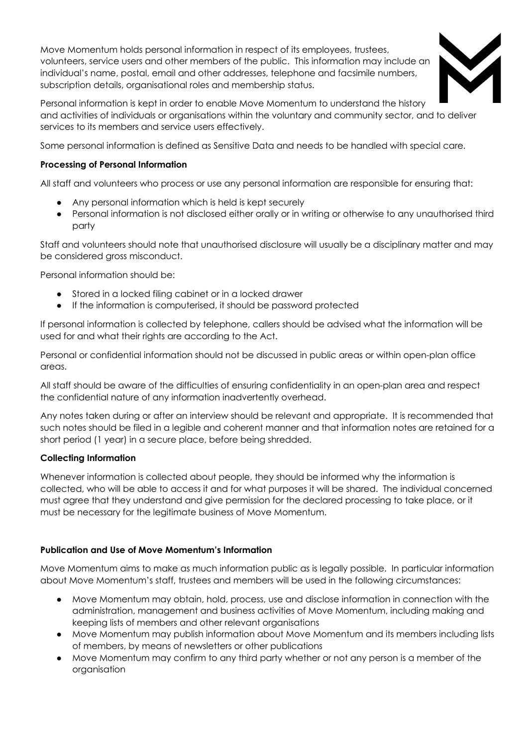Move Momentum holds personal information in respect of its employees, trustees, volunteers, service users and other members of the public. This information may include an individual's name, postal, email and other addresses, telephone and facsimile numbers, subscription details, organisational roles and membership status.

Personal information is kept in order to enable Move Momentum to understand the history and activities of individuals or organisations within the voluntary and community sector, and to deliver services to its members and service users effectively.

Some personal information is defined as Sensitive Data and needs to be handled with special care.

**Processing of Personal Information**

All staff and volunteers who process or use any personal information are responsible for ensuring that:

- Any personal information which is held is kept securely
- Personal information is not disclosed either orally or in writing or otherwise to any unauthorised third party

Staff and volunteers should note that unauthorised disclosure will usually be a disciplinary matter and may be considered gross misconduct.

Personal information should be:

- Stored in a locked filing cabinet or in a locked drawer
- If the information is computerised, it should be password protected

If personal information is collected by telephone, callers should be advised what the information will be used for and what their rights are according to the Act.

Personal or confidential information should not be discussed in public areas or within open-plan office areas.

All staff should be aware of the difficulties of ensuring confidentiality in an open-plan area and respect the confidential nature of any information inadvertently overhead.

Any notes taken during or after an interview should be relevant and appropriate. It is recommended that such notes should be filed in a legible and coherent manner and that information notes are retained for a short period (1 year) in a secure place, before being shredded.

**Collecting Information**

Whenever information is collected about people, they should be informed why the information is collected, who will be able to access it and for what purposes it will be shared. The individual concerned must agree that they understand and give permission for the declared processing to take place, or it must be necessary for the legitimate business of Move Momentum.

**Publication and Use of Move Momentum's Information**

Move Momentum aims to make as much information public as is legally possible. In particular information about Move Momentum's staff, trustees and members will be used in the following circumstances:

- Move Momentum may obtain, hold, process, use and disclose information in connection with the administration, management and business activities of Move Momentum, including making and keeping lists of members and other relevant organisations
- Move Momentum may publish information about Move Momentum and its members including lists of members, by means of newsletters or other publications
- Move Momentum may confirm to any third party whether or not any person is a member of the organisation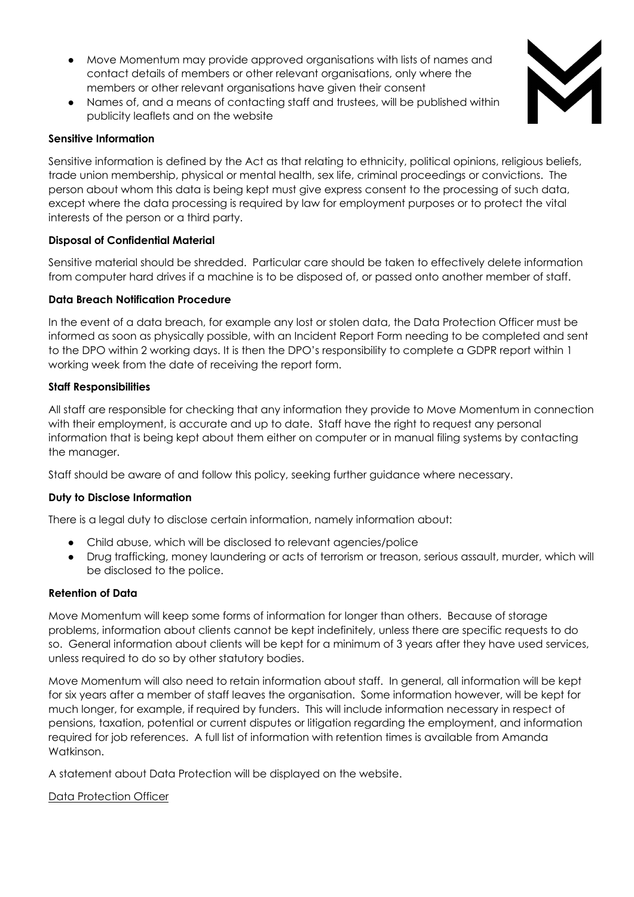- Move Momentum may provide approved organisations with lists of names and contact details of members or other relevant organisations, only where the members or other relevant organisations have given their consent
- Names of, and a means of contacting staff and trustees, will be published within publicity leaflets and on the website

**Sensitive Information**

Sensitive information is defined by the Act as that relating to ethnicity, political opinions, religious beliefs, trade union membership, physical or mental health, sex life, criminal proceedings or convictions. The person about whom this data is being kept must give express consent to the processing of such data, except where the data processing is required by law for employment purposes or to protect the vital interests of the person or a third party.

**Disposal of Confidential Material**

Sensitive material should be shredded. Particular care should be taken to effectively delete information from computer hard drives if a machine is to be disposed of, or passed onto another member of staff.

**Data Breach Notification Procedure**

In the event of a data breach, for example any lost or stolen data, the Data Protection Officer must be informed as soon as physically possible, with an Incident Report Form needing to be completed and sent to the DPO within 2 working days. It is then the DPO's responsibility to complete a GDPR report within 1 working week from the date of receiving the report form.

**Staff Responsibilities**

All staff are responsible for checking that any information they provide to Move Momentum in connection with their employment, is accurate and up to date. Staff have the right to request any personal information that is being kept about them either on computer or in manual filing systems by contacting the manager.

Staff should be aware of and follow this policy, seeking further guidance where necessary.

**Duty to Disclose Information**

There is a legal duty to disclose certain information, namely information about:

- Child abuse, which will be disclosed to relevant agencies/police
- Drug trafficking, money laundering or acts of terrorism or treason, serious assault, murder, which will be disclosed to the police.

**Retention of Data**

Move Momentum will keep some forms of information for longer than others. Because of storage problems, information about clients cannot be kept indefinitely, unless there are specific requests to do so. General information about clients will be kept for a minimum of 3 years after they have used services, unless required to do so by other statutory bodies.

Move Momentum will also need to retain information about staff. In general, all information will be kept for six years after a member of staff leaves the organisation. Some information however, will be kept for much longer, for example, if required by funders. This will include information necessary in respect of pensions, taxation, potential or current disputes or litigation regarding the employment, and information required for job references. A full list of information with retention times is available from Amanda Watkinson.

A statement about Data Protection will be displayed on the website.

<u>Data Protection Officer</u>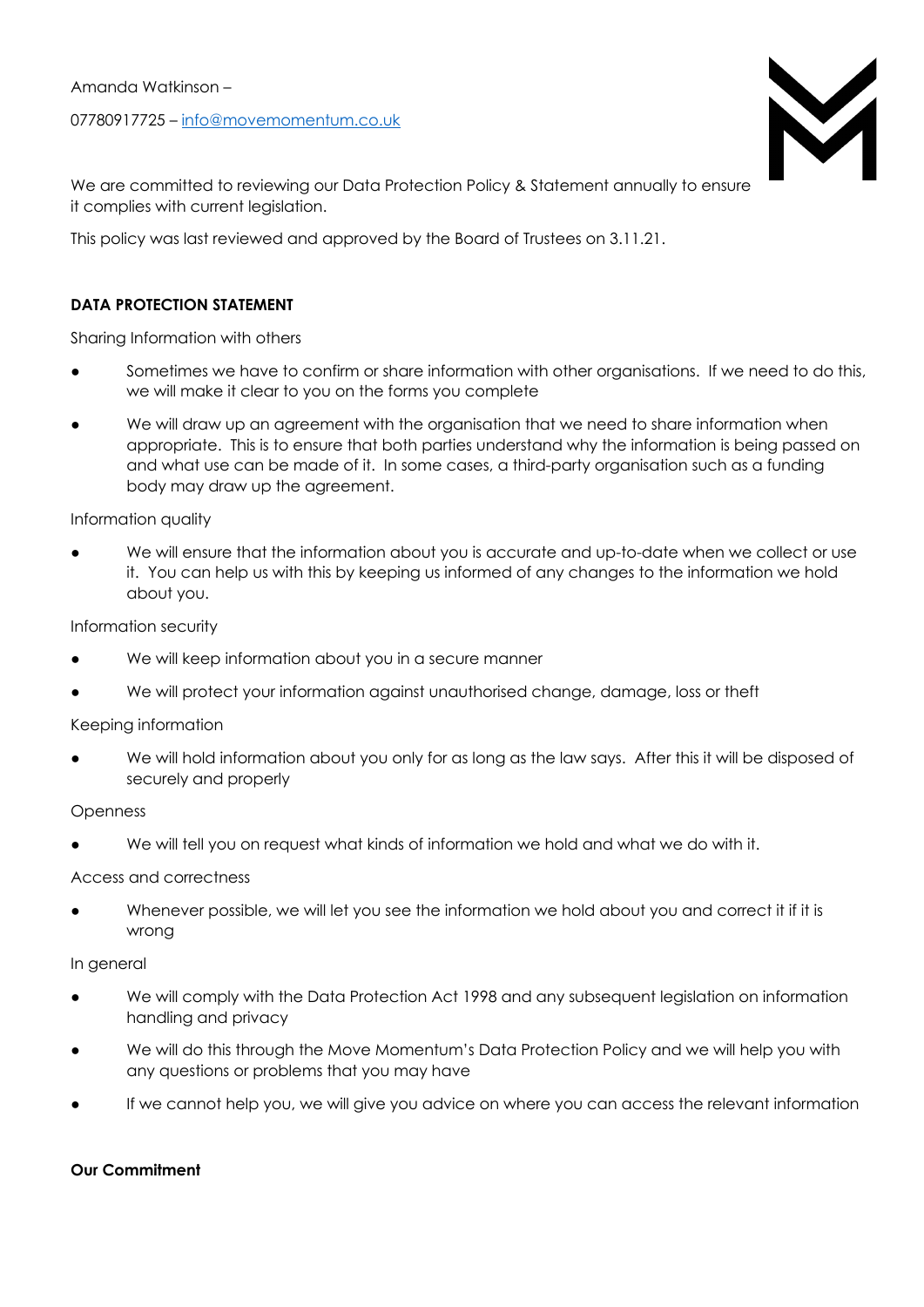Amanda Watkinson –

07780917725 – [info@movemomentum.co.uk](mailto:info@movemomentum.co.uk)

We are committed to reviewing our Data Protection Policy & Statement annually to ensure it complies with current legislation.

This policy was last reviewed and approved by the Board of Trustees on 3.11.21.

## DATA PROTECTION STATEMENT

Sharing Information with others

- Sometimes we have to confirm or share information with other organisations. If we need to do this, we will make it clear to you on the forms you complete
- We will draw up an agreement with the organisation that we need to share information when appropriate. This is to ensure that both parties understand why the information is being passed on and what use can be made of it. In some cases, a third-party organisation such as a funding body may draw up the agreement.

Information quality

- We will ensure that the information about you is accurate and up-to-date when we collect or use it. You can help us with this by keeping us informed of any changes to the information we hold about you.

Information security

- We will keep information about you in a secure manner
- We will protect your information against unauthorised change, damage, loss or theft

Keeping information

- We will hold information about you only for as long as the law says. After this it will be disposed of securely and properly

Openness

- We will tell you on request what kinds of information we hold and what we do with it.

Access and correctness

- Whenever possible, we will let you see the information we hold about you and correct it if it is wrong

In general

- We will comply with the Data Protection Act 1998 and any subsequent legislation on information handling and privacy
- We will do this through the Move Momentum's Data Protection Policy and we will help you with any questions or problems that you may have
- If we cannot help you, we will give you advice on where you can access the relevant information

**Our Commitment**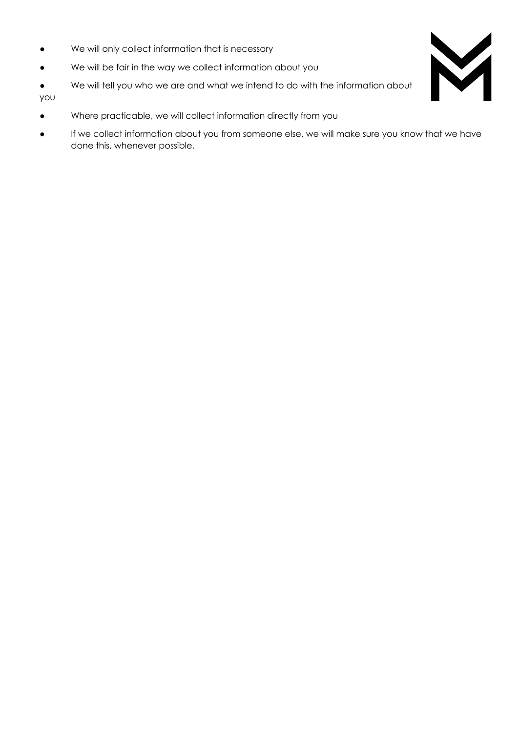- We will only collect information that is necessary
- We will be fair in the way we collect information about you
- We will tell you who we are and what we intend to do with the information about you
- Where practicable, we will collect information directly from you
- If we collect information about you from someone else, we will make sure you know that we have done this, whenever possible.